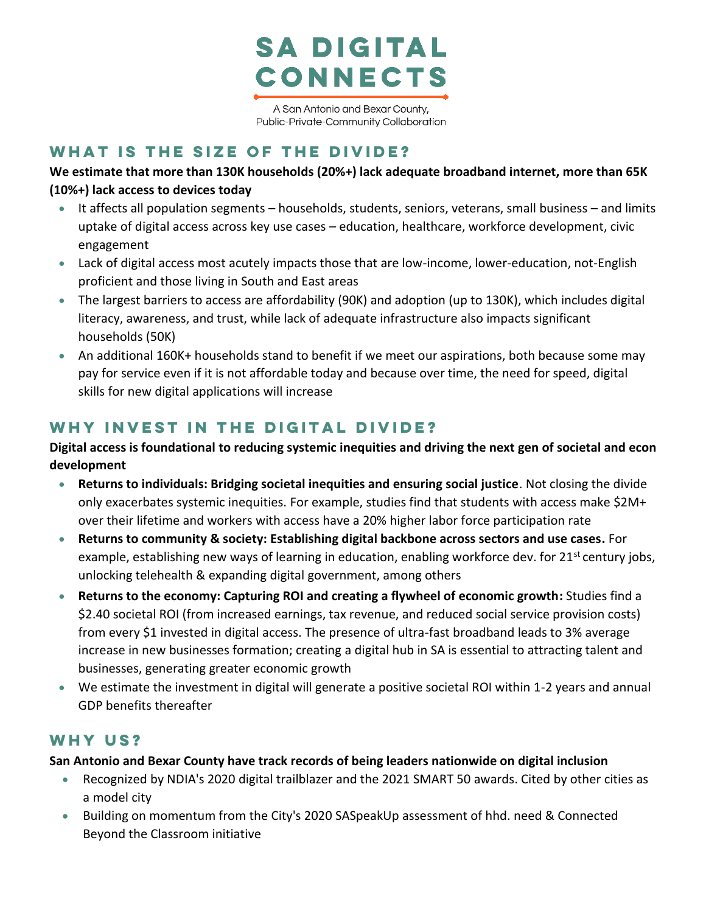# SA DIGITAL CONNECTS

A San Antonio and Bexar County, Public-Private-Community Collaboration

## WHAT IS THE SIZE OF THE DIVIDE?

**We estimate that more than 130K households (20%+) lack adequate broadband internet, more than 65K (10%+) lack access to devices today**

- It affects all population segments – households, students, seniors, veterans, small business – and limits uptake of digital access across key use cases – education, healthcare, workforce development, civic engagement
- Lack of digital access most acutely impacts those that are low-income, lower-education, not-English proficient and those living in South and East areas
- The largest barriers to access are affordability (90K) and adoption (up to 130K), which includes digital literacy, awareness, and trust, while lack of adequate infrastructure also impacts significant households (50K)
- An additional 160K+ households stand to benefit if we meet our aspirations, both because some may pay for service even if it is not affordable today and because over time, the need for speed, digital skills for new digital applications will increase

## WHY INVEST IN THE DIGITAL DIVIDE?

**Digital access is foundational to reducing systemic inequities and driving the next gen of societal and econ development**

- **Returns to individuals: Bridging societal inequities and ensuring social justice**. Not closing the divide only exacerbates systemic inequities. For example, studies find that students with access make $2M+ over their lifetime and workers with access have a 20% higher labor force participation rate
- **Returns to community & society: Establishing digital backbone across sectors and use cases.** For example, establishing new ways of learning in education, enabling workforce dev. for 21st century jobs, unlocking telehealth & expanding digital government, among others
- **Returns to the economy: Capturing ROI and creating a flywheel of economic growth:** Studies find a $2.40 societal ROI (from increased earnings, tax revenue, and reduced social service provision costs) from every $1 invested in digital access. The presence of ultra-fast broadband leads to 3% average increase in new businesses formation; creating a digital hub in SA is essential to attracting talent and businesses, generating greater economic growth
- We estimate the investment in digital will generate a positive societal ROI within 1-2 years and annual GDP benefits thereafter

## WHY US?

**San Antonio and Bexar County have track records of being leaders nationwide on digital inclusion**

- Recognized by NDIA's 2020 digital trailblazer and the 2021 SMART 50 awards. Cited by other cities as a model city
- Building on momentum from the City's 2020 SASpeakUp assessment of hhd. need & Connected Beyond the Classroom initiative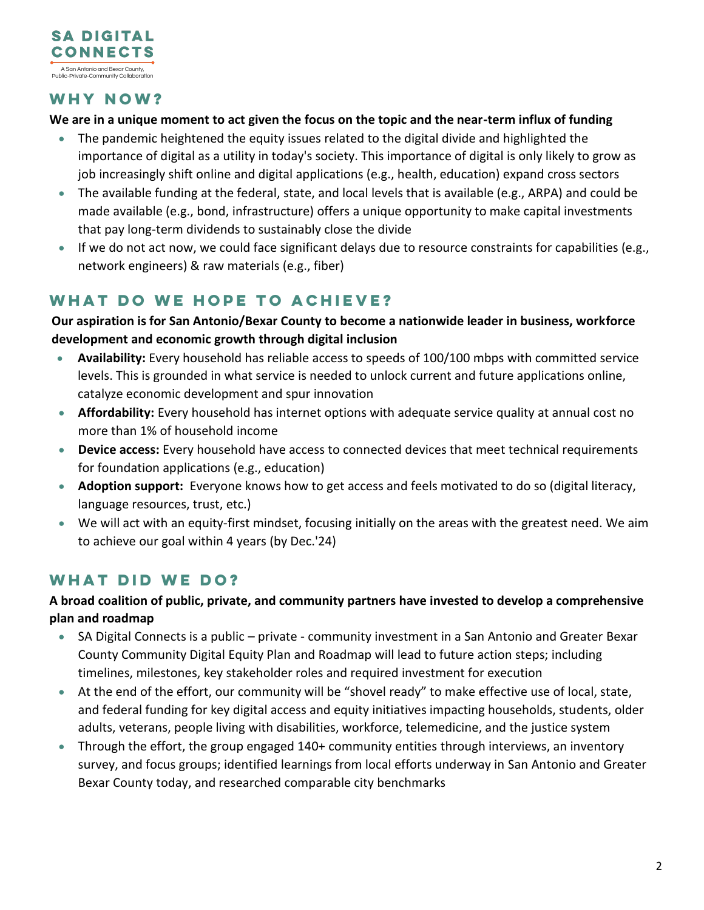SA DIGITAL CONNECTS

A San Antonio and Bexar County, Public-Private-Community Collaboration

## WHY NOW?

**We are in a unique moment to act given the focus on the topic and the near-term influx of funding**

- The pandemic heightened the equity issues related to the digital divide and highlighted the importance of digital as a utility in today's society. This importance of digital is only likely to grow as job increasingly shift online and digital applications (e.g., health, education) expand cross sectors
- The available funding at the federal, state, and local levels that is available (e.g., ARPA) and could be made available (e.g., bond, infrastructure) offers a unique opportunity to make capital investments that pay long-term dividends to sustainably close the divide
- If we do not act now, we could face significant delays due to resource constraints for capabilities (e.g., network engineers) & raw materials (e.g., fiber)

## WHAT DO WE HOPE TO ACHIEVE?

**Our aspiration is for San Antonio/Bexar County to become a nationwide leader in business, workforce development and economic growth through digital inclusion**

- **Availability:** Every household has reliable access to speeds of 100/100 mbps with committed service levels. This is grounded in what service is needed to unlock current and future applications online, catalyze economic development and spur innovation
- **Affordability:** Every household has internet options with adequate service quality at annual cost no more than 1% of household income
- **Device access:** Every household have access to connected devices that meet technical requirements for foundation applications (e.g., education)
- **Adoption support:** Everyone knows how to get access and feels motivated to do so (digital literacy, language resources, trust, etc.)
- We will act with an equity-first mindset, focusing initially on the areas with the greatest need. We aim to achieve our goal within 4 years (by Dec.'24)

## WHAT DID WE DO?

**A broad coalition of public, private, and community partners have invested to develop a comprehensive plan and roadmap**

- SA Digital Connects is a public – private - community investment in a San Antonio and Greater Bexar County Community Digital Equity Plan and Roadmap will lead to future action steps; including timelines, milestones, key stakeholder roles and required investment for execution
- At the end of the effort, our community will be "shovel ready" to make effective use of local, state, and federal funding for key digital access and equity initiatives impacting households, students, older adults, veterans, people living with disabilities, workforce, telemedicine, and the justice system
- Through the effort, the group engaged 140+ community entities through interviews, an inventory survey, and focus groups; identified learnings from local efforts underway in San Antonio and Greater Bexar County today, and researched comparable city benchmarks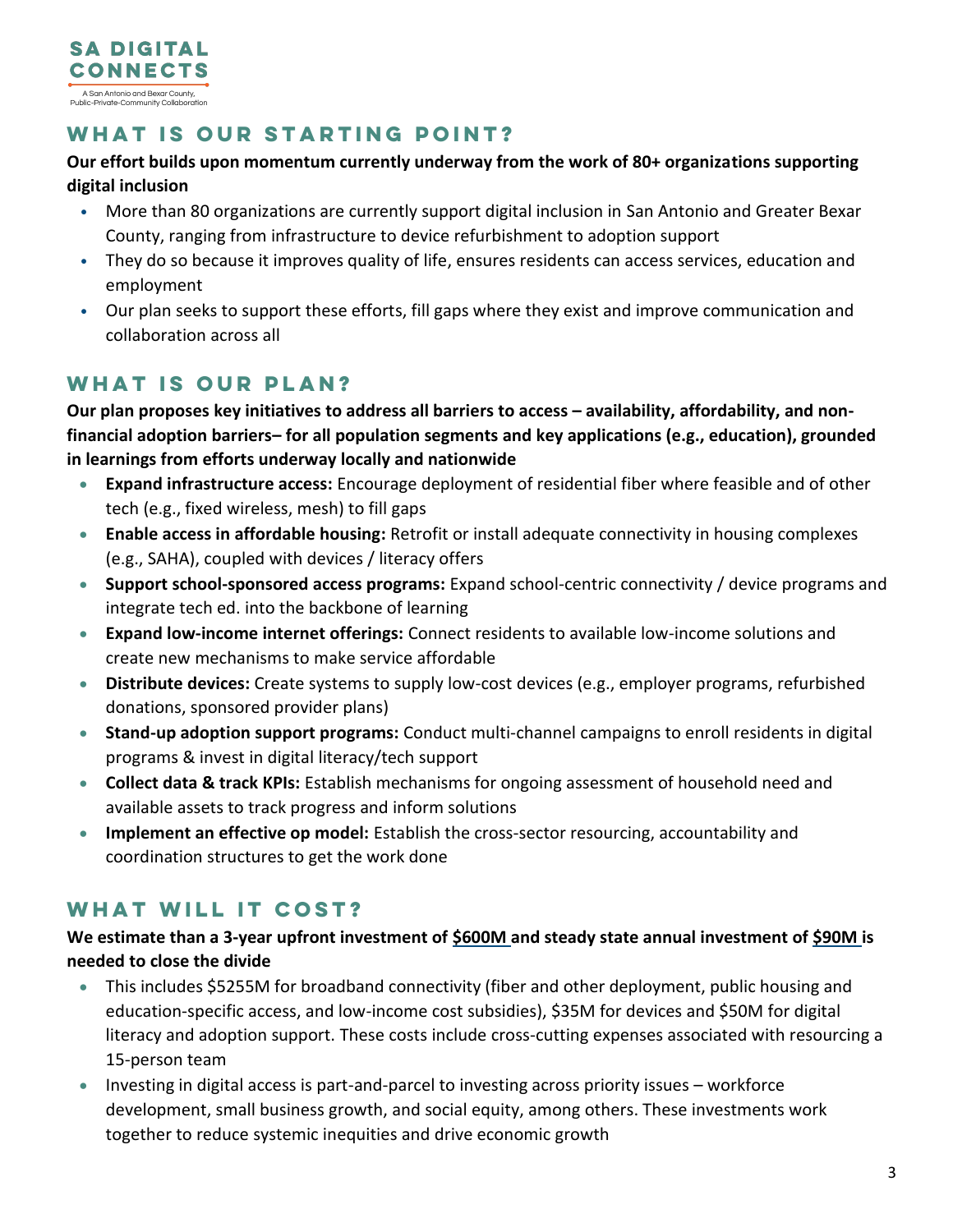**SA DIGITAL CONNECTS**

A San Antonio and Bexar County, Public-Private-Community Collaboration

## WHAT IS OUR STARTING POINT?

**Our effort builds upon momentum currently underway from the work of 80+ organizations supporting digital inclusion**

- More than 80 organizations are currently support digital inclusion in San Antonio and Greater Bexar County, ranging from infrastructure to device refurbishment to adoption support
- They do so because it improves quality of life, ensures residents can access services, education and employment
- Our plan seeks to support these efforts, fill gaps where they exist and improve communication and collaboration across all

## WHAT IS OUR PLAN?

**Our plan proposes key initiatives to address all barriers to access – availability, affordability, and non-financial adoption barriers– for all population segments and key applications (e.g., education), grounded in learnings from efforts underway locally and nationwide**

- **Expand infrastructure access:** Encourage deployment of residential fiber where feasible and of other tech (e.g., fixed wireless, mesh) to fill gaps
- **Enable access in affordable housing:** Retrofit or install adequate connectivity in housing complexes (e.g., SAHA), coupled with devices / literacy offers
- **Support school-sponsored access programs:** Expand school-centric connectivity / device programs and integrate tech ed. into the backbone of learning
- **Expand low-income internet offerings:** Connect residents to available low-income solutions and create new mechanisms to make service affordable
- **Distribute devices:** Create systems to supply low-cost devices (e.g., employer programs, refurbished donations, sponsored provider plans)
- **Stand-up adoption support programs:** Conduct multi-channel campaigns to enroll residents in digital programs & invest in digital literacy/tech support
- **Collect data & track KPIs:** Establish mechanisms for ongoing assessment of household need and available assets to track progress and inform solutions
- **Implement an effective op model:** Establish the cross-sector resourcing, accountability and coordination structures to get the work done

## WHAT WILL IT COST?

**We estimate than a 3-year upfront investment of $600M and steady state annual investment of $90M is needed to close the divide**

- This includes $5255M for broadband connectivity (fiber and other deployment, public housing and education-specific access, and low-income cost subsidies), $35M for devices and $50M for digital literacy and adoption support. These costs include cross-cutting expenses associated with resourcing a 15-person team
- Investing in digital access is part-and-parcel to investing across priority issues – workforce development, small business growth, and social equity, among others. These investments work together to reduce systemic inequities and drive economic growth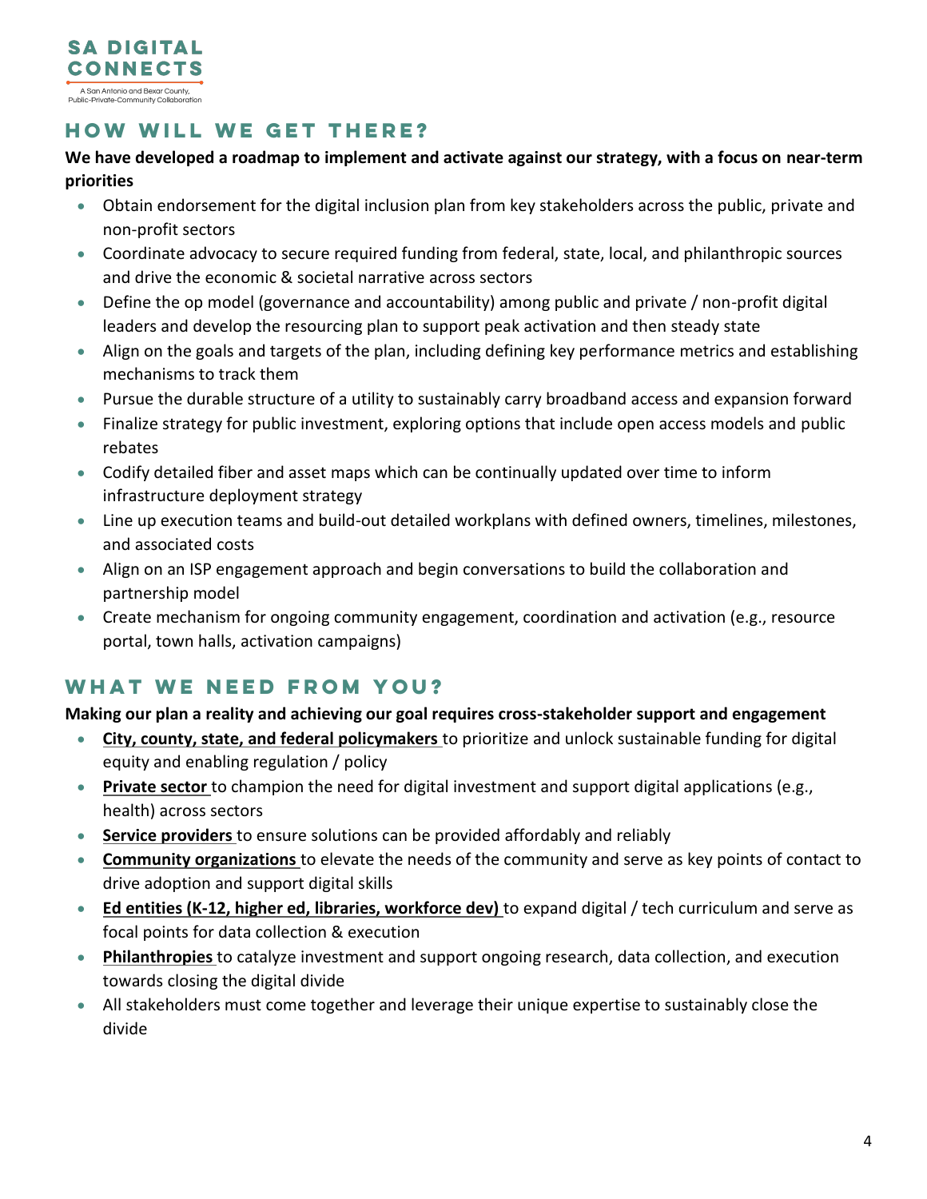## HOW WILL WE GET THERE?

**We have developed a roadmap to implement and activate against our strategy, with a focus on near-term priorities**

- Obtain endorsement for the digital inclusion plan from key stakeholders across the public, private and non-profit sectors
- Coordinate advocacy to secure required funding from federal, state, local, and philanthropic sources and drive the economic & societal narrative across sectors
- Define the op model (governance and accountability) among public and private / non-profit digital leaders and develop the resourcing plan to support peak activation and then steady state
- Align on the goals and targets of the plan, including defining key performance metrics and establishing mechanisms to track them
- Pursue the durable structure of a utility to sustainably carry broadband access and expansion forward
- Finalize strategy for public investment, exploring options that include open access models and public rebates
- Codify detailed fiber and asset maps which can be continually updated over time to inform infrastructure deployment strategy
- Line up execution teams and build-out detailed workplans with defined owners, timelines, milestones, and associated costs
- Align on an ISP engagement approach and begin conversations to build the collaboration and partnership model
- Create mechanism for ongoing community engagement, coordination and activation (e.g., resource portal, town halls, activation campaigns)

## WHAT WE NEED FROM YOU?

**Making our plan a reality and achieving our goal requires cross-stakeholder support and engagement**

- **City, county, state, and federal policymakers** to prioritize and unlock sustainable funding for digital equity and enabling regulation / policy
- **Private sector** to champion the need for digital investment and support digital applications (e.g., health) across sectors
- **Service providers** to ensure solutions can be provided affordably and reliably
- **Community organizations** to elevate the needs of the community and serve as key points of contact to drive adoption and support digital skills
- **Ed entities (K-12, higher ed, libraries, workforce dev)** to expand digital / tech curriculum and serve as focal points for data collection & execution
- **Philanthropies** to catalyze investment and support ongoing research, data collection, and execution towards closing the digital divide
- All stakeholders must come together and leverage their unique expertise to sustainably close the divide